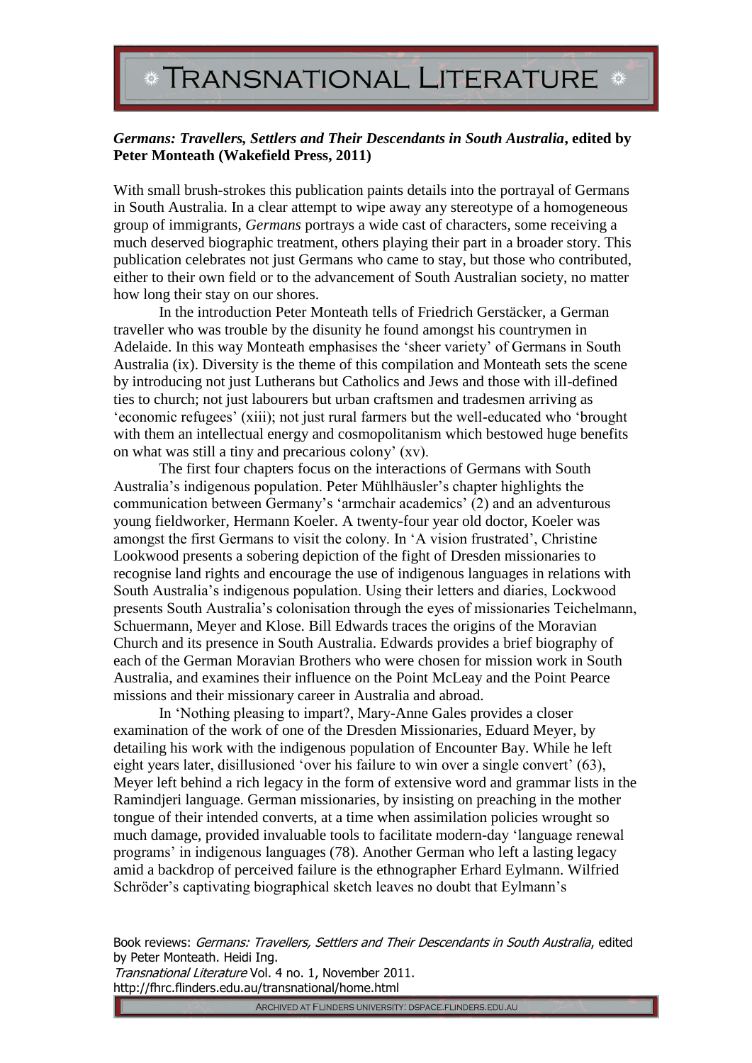### ***Germans: Travellers, Settlers and Their Descendants in South Australia*, edited by Peter Monteath (Wakefield Press, 2011)**

With small brush-strokes this publication paints details into the portrayal of Germans in South Australia. In a clear attempt to wipe away any stereotype of a homogeneous group of immigrants, *Germans* portrays a wide cast of characters, some receiving a much deserved biographic treatment, others playing their part in a broader story. This publication celebrates not just Germans who came to stay, but those who contributed, either to their own field or to the advancement of South Australian society, no matter how long their stay on our shores.

In the introduction Peter Monteath tells of Friedrich Gerstäcker, a German traveller who was trouble by the disunity he found amongst his countrymen in Adelaide. In this way Monteath emphasises the 'sheer variety' of Germans in South Australia (ix). Diversity is the theme of this compilation and Monteath sets the scene by introducing not just Lutherans but Catholics and Jews and those with ill-defined ties to church; not just labourers but urban craftsmen and tradesmen arriving as 'economic refugees' (xiii); not just rural farmers but the well-educated who 'brought with them an intellectual energy and cosmopolitanism which bestowed huge benefits on what was still a tiny and precarious colony' (xv).

The first four chapters focus on the interactions of Germans with South Australia's indigenous population. Peter Mühlhäusler's chapter highlights the communication between Germany's 'armchair academics' (2) and an adventurous young fieldworker, Hermann Koeler. A twenty-four year old doctor, Koeler was amongst the first Germans to visit the colony. In 'A vision frustrated', Christine Lookwood presents a sobering depiction of the fight of Dresden missionaries to recognise land rights and encourage the use of indigenous languages in relations with South Australia's indigenous population. Using their letters and diaries, Lockwood presents South Australia's colonisation through the eyes of missionaries Teichelmann, Schuermann, Meyer and Klose. Bill Edwards traces the origins of the Moravian Church and its presence in South Australia. Edwards provides a brief biography of each of the German Moravian Brothers who were chosen for mission work in South Australia, and examines their influence on the Point McLeay and the Point Pearce missions and their missionary career in Australia and abroad.

In 'Nothing pleasing to impart?, Mary-Anne Gales provides a closer examination of the work of one of the Dresden Missionaries, Eduard Meyer, by detailing his work with the indigenous population of Encounter Bay. While he left eight years later, disillusioned 'over his failure to win over a single convert' (63), Meyer left behind a rich legacy in the form of extensive word and grammar lists in the Ramindjeri language. German missionaries, by insisting on preaching in the mother tongue of their intended converts, at a time when assimilation policies wrought so much damage, provided invaluable tools to facilitate modern-day 'language renewal programs' in indigenous languages (78). Another German who left a lasting legacy amid a backdrop of perceived failure is the ethnographer Erhard Eylmann. Wilfried Schröder's captivating biographical sketch leaves no doubt that Eylmann's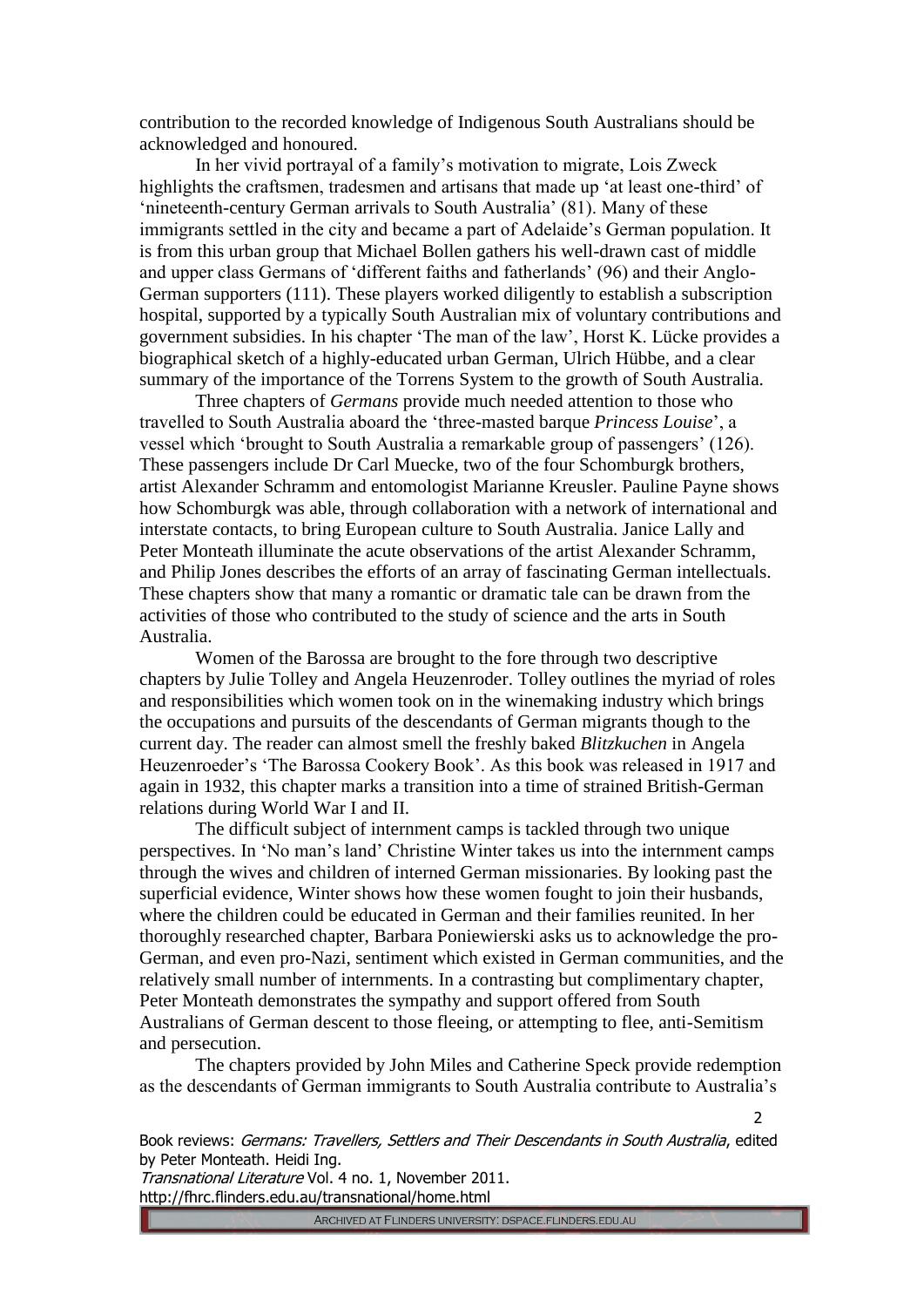contribution to the recorded knowledge of Indigenous South Australians should be acknowledged and honoured.

In her vivid portrayal of a family's motivation to migrate, Lois Zweck highlights the craftsmen, tradesmen and artisans that made up 'at least one-third' of 'nineteenth-century German arrivals to South Australia' (81). Many of these immigrants settled in the city and became a part of Adelaide's German population. It is from this urban group that Michael Bollen gathers his well-drawn cast of middle and upper class Germans of 'different faiths and fatherlands' (96) and their Anglo-German supporters (111). These players worked diligently to establish a subscription hospital, supported by a typically South Australian mix of voluntary contributions and government subsidies. In his chapter 'The man of the law', Horst K. Lücke provides a biographical sketch of a highly-educated urban German, Ulrich Hübbe, and a clear summary of the importance of the Torrens System to the growth of South Australia.

Three chapters of *Germans* provide much needed attention to those who travelled to South Australia aboard the 'three-masted barque *Princess Louise*', a vessel which 'brought to South Australia a remarkable group of passengers' (126). These passengers include Dr Carl Muecke, two of the four Schomburgk brothers, artist Alexander Schramm and entomologist Marianne Kreusler. Pauline Payne shows how Schomburgk was able, through collaboration with a network of international and interstate contacts, to bring European culture to South Australia. Janice Lally and Peter Monteath illuminate the acute observations of the artist Alexander Schramm, and Philip Jones describes the efforts of an array of fascinating German intellectuals. These chapters show that many a romantic or dramatic tale can be drawn from the activities of those who contributed to the study of science and the arts in South Australia.

Women of the Barossa are brought to the fore through two descriptive chapters by Julie Tolley and Angela Heuzenroder. Tolley outlines the myriad of roles and responsibilities which women took on in the winemaking industry which brings the occupations and pursuits of the descendants of German migrants though to the current day. The reader can almost smell the freshly baked *Blitzkuchen* in Angela Heuzenroeder's 'The Barossa Cookery Book'. As this book was released in 1917 and again in 1932, this chapter marks a transition into a time of strained British-German relations during World War I and II.

The difficult subject of internment camps is tackled through two unique perspectives. In 'No man's land' Christine Winter takes us into the internment camps through the wives and children of interned German missionaries. By looking past the superficial evidence, Winter shows how these women fought to join their husbands, where the children could be educated in German and their families reunited. In her thoroughly researched chapter, Barbara Poniewierski asks us to acknowledge the pro-German, and even pro-Nazi, sentiment which existed in German communities, and the relatively small number of internments. In a contrasting but complimentary chapter, Peter Monteath demonstrates the sympathy and support offered from South Australians of German descent to those fleeing, or attempting to flee, anti-Semitism and persecution.

The chapters provided by John Miles and Catherine Speck provide redemption as the descendants of German immigrants to South Australia contribute to Australia's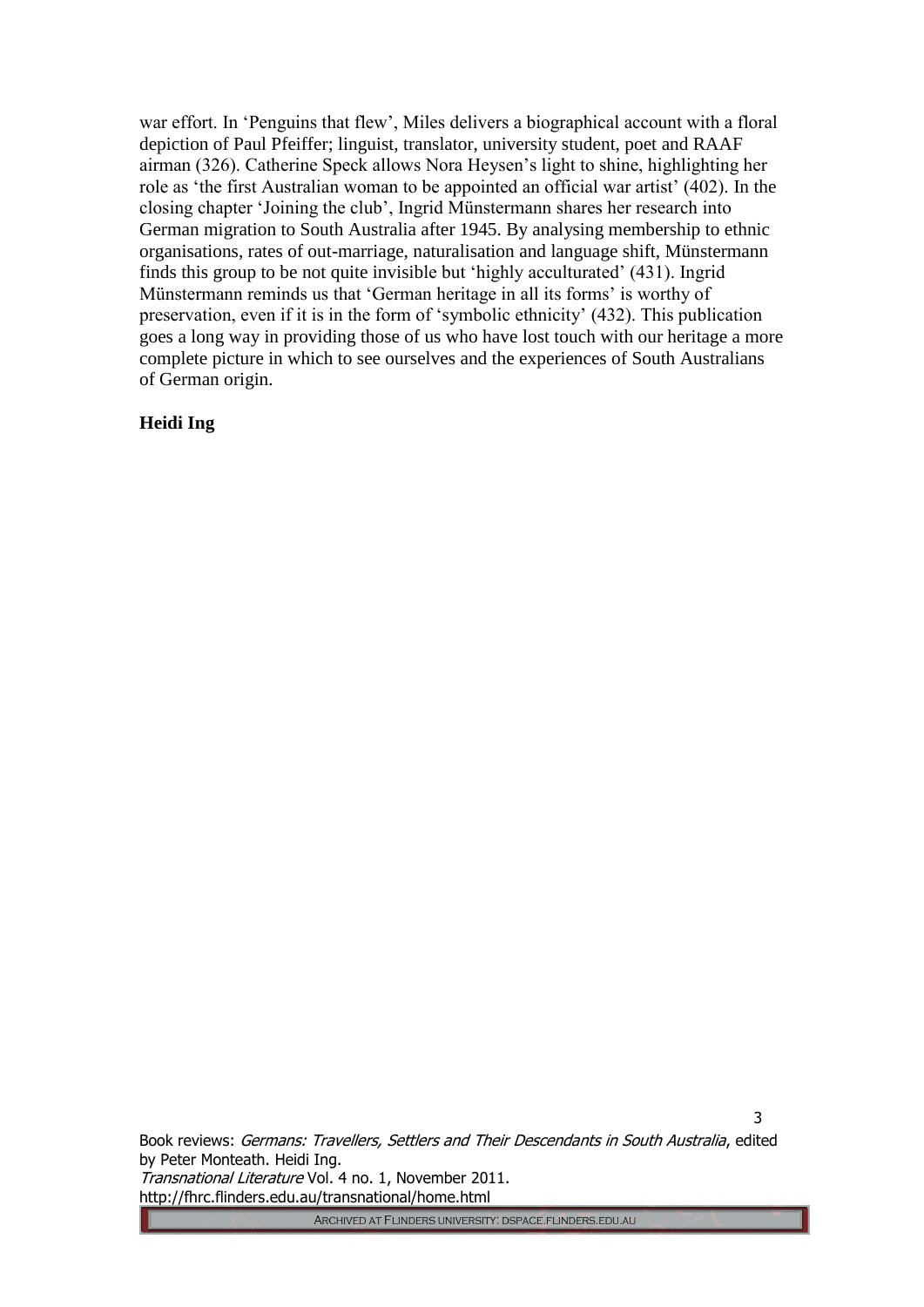war effort. In 'Penguins that flew', Miles delivers a biographical account with a floral depiction of Paul Pfeiffer; linguist, translator, university student, poet and RAAF airman (326). Catherine Speck allows Nora Heysen's light to shine, highlighting her role as 'the first Australian woman to be appointed an official war artist' (402). In the closing chapter 'Joining the club', Ingrid Münstermann shares her research into German migration to South Australia after 1945. By analysing membership to ethnic organisations, rates of out-marriage, naturalisation and language shift, Münstermann finds this group to be not quite invisible but 'highly acculturated' (431). Ingrid Münstermann reminds us that 'German heritage in all its forms' is worthy of preservation, even if it is in the form of 'symbolic ethnicity' (432). This publication goes a long way in providing those of us who have lost touch with our heritage a more complete picture in which to see ourselves and the experiences of South Australians of German origin.

**Heidi Ing**